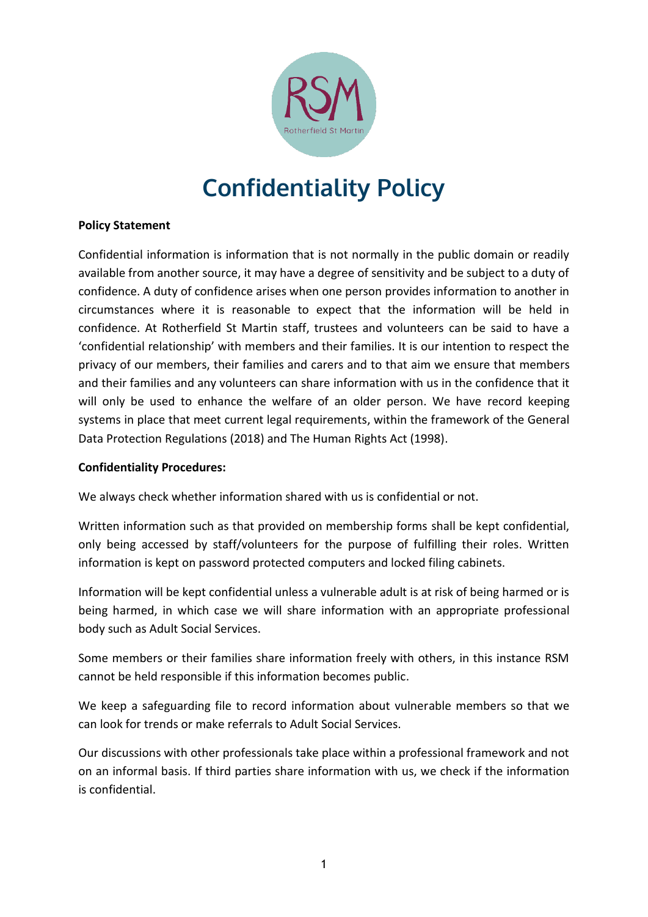# Confidentiality Policy

**Policy Statement**

Confidential information is information that is not normally in the public domain or readily available from another source, it may have a degree of sensitivity and be subject to a duty of confidence. A duty of confidence arises when one person provides information to another in circumstances where it is reasonable to expect that the information will be held in confidence. At Rotherfield St Martin staff, trustees and volunteers can be said to have a 'confidential relationship' with members and their families. It is our intention to respect the privacy of our members, their families and carers and to that aim we ensure that members and their families and any volunteers can share information with us in the confidence that it will only be used to enhance the welfare of an older person. We have record keeping systems in place that meet current legal requirements, within the framework of the General Data Protection Regulations (2018) and The Human Rights Act (1998).

**Confidentiality Procedures:**

We always check whether information shared with us is confidential or not.

Written information such as that provided on membership forms shall be kept confidential, only being accessed by staff/volunteers for the purpose of fulfilling their roles. Written information is kept on password protected computers and locked filing cabinets.

Information will be kept confidential unless a vulnerable adult is at risk of being harmed or is being harmed, in which case we will share information with an appropriate professional body such as Adult Social Services.

Some members or their families share information freely with others, in this instance RSM cannot be held responsible if this information becomes public.

We keep a safeguarding file to record information about vulnerable members so that we can look for trends or make referrals to Adult Social Services.

Our discussions with other professionals take place within a professional framework and not on an informal basis. If third parties share information with us, we check if the information is confidential.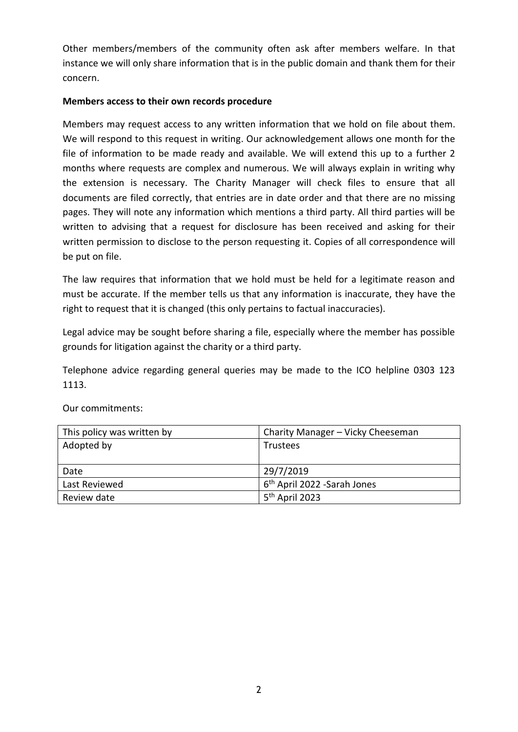Other members/members of the community often ask after members welfare. In that instance we will only share information that is in the public domain and thank them for their concern.

**Members access to their own records procedure**

Members may request access to any written information that we hold on file about them. We will respond to this request in writing. Our acknowledgement allows one month for the file of information to be made ready and available. We will extend this up to a further 2 months where requests are complex and numerous. We will always explain in writing why the extension is necessary. The Charity Manager will check files to ensure that all documents are filed correctly, that entries are in date order and that there are no missing pages. They will note any information which mentions a third party. All third parties will be written to advising that a request for disclosure has been received and asking for their written permission to disclose to the person requesting it. Copies of all correspondence will be put on file.

The law requires that information that we hold must be held for a legitimate reason and must be accurate. If the member tells us that any information is inaccurate, they have the right to request that it is changed (this only pertains to factual inaccuracies).

Legal advice may be sought before sharing a file, especially where the member has possible grounds for litigation against the charity or a third party.

Telephone advice regarding general queries may be made to the ICO helpline 0303 123 1113.

Our commitments:

| | |
|---|---|
| This policy was written by | Charity Manager – Vicky Cheeseman |
| Adopted by | Trustees |
| Date | 29/7/2019 |
| Last Reviewed | 6th April 2022 -Sarah Jones |
| Review date | 5th April 2023 |